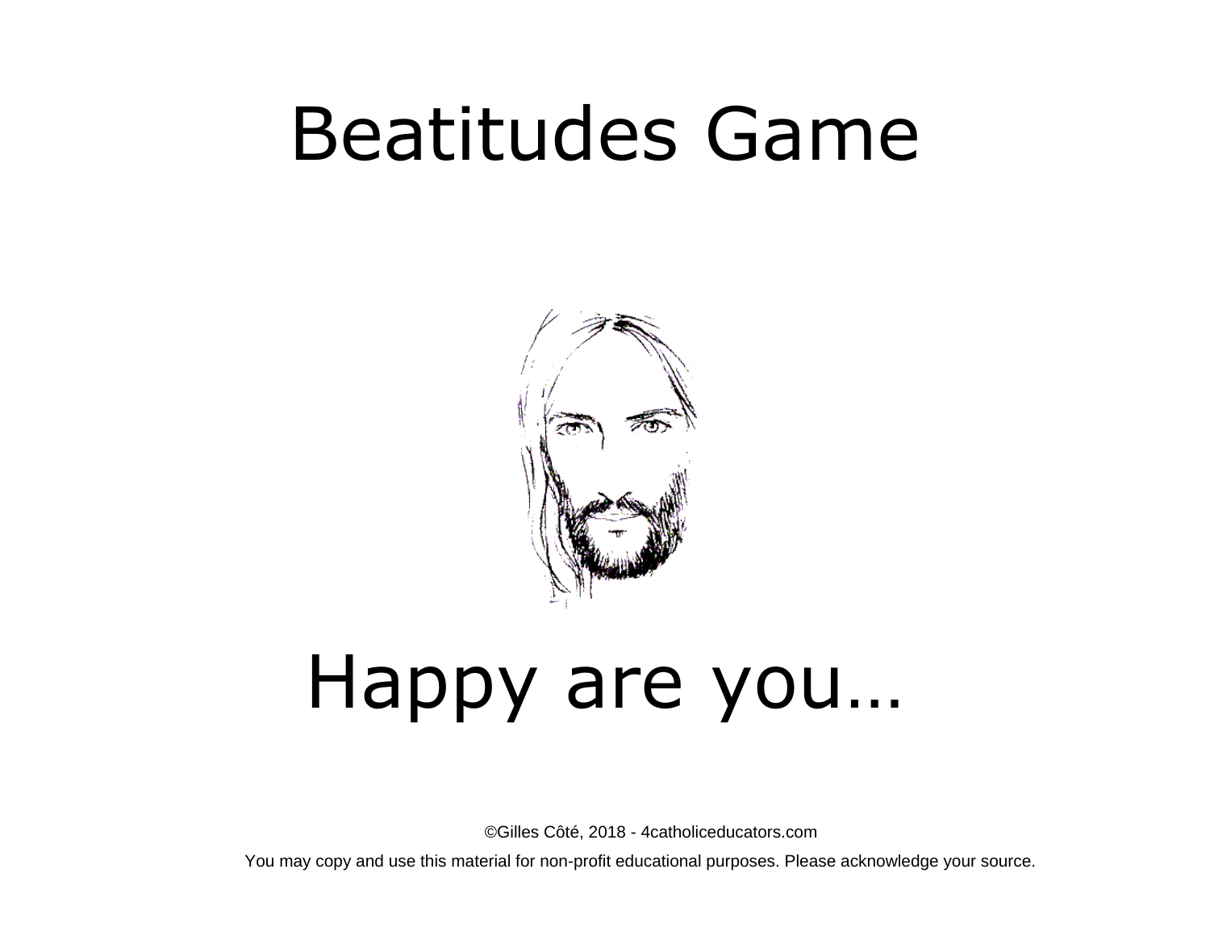# Beatitudes Game

Happy are you…

©Gilles Côté, 2018 - 4catholiceducators.com

You may copy and use this material for non-profit educational purposes. Please acknowledge your source.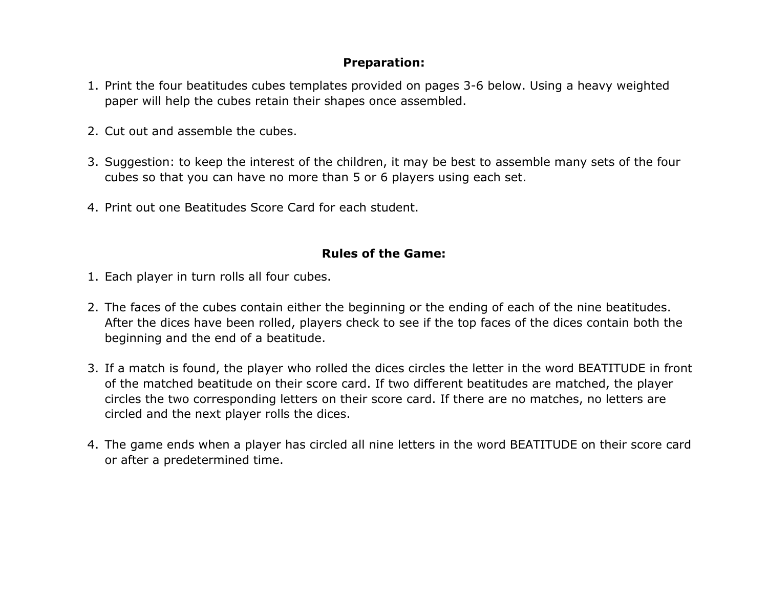## Preparation:

1. Print the four beatitudes cubes templates provided on pages 3-6 below. Using a heavy weighted paper will help the cubes retain their shapes once assembled.

2. Cut out and assemble the cubes.

3. Suggestion: to keep the interest of the children, it may be best to assemble many sets of the four cubes so that you can have no more than 5 or 6 players using each set.

4. Print out one Beatitudes Score Card for each student.

## Rules of the Game:

1. Each player in turn rolls all four cubes.

2. The faces of the cubes contain either the beginning or the ending of each of the nine beatitudes. After the dices have been rolled, players check to see if the top faces of the dices contain both the beginning and the end of a beatitude.

3. If a match is found, the player who rolled the dices circles the letter in the word BEATITUDE in front of the matched beatitude on their score card. If two different beatitudes are matched, the player circles the two corresponding letters on their score card. If there are no matches, no letters are circled and the next player rolls the dices.

4. The game ends when a player has circled all nine letters in the word BEATITUDE on their score card or after a predetermined time.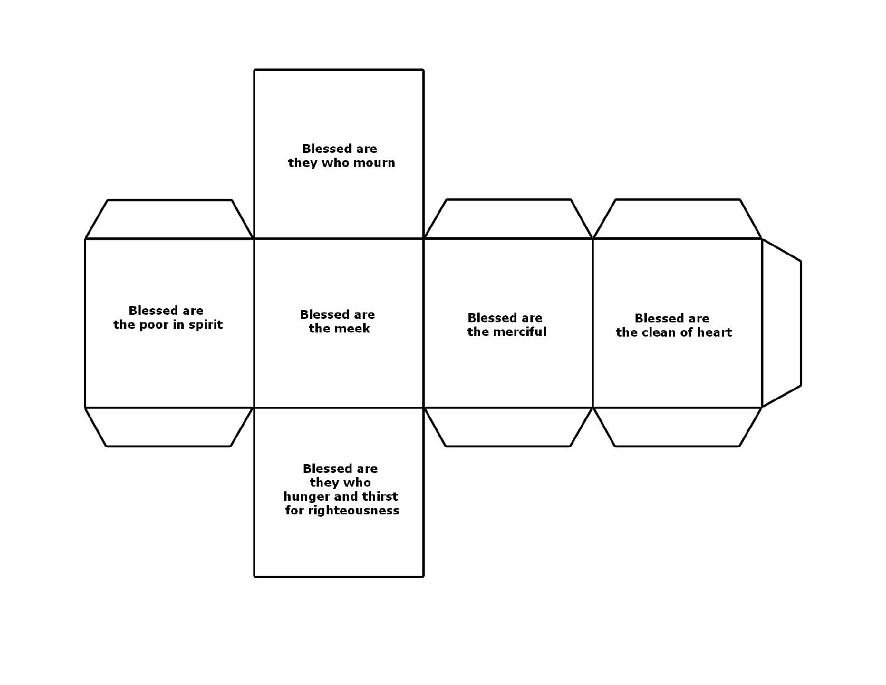Blessed are they who mourn

Blessed are the poor in spirit

Blessed are the meek

Blessed are the merciful

Blessed are the clean of heart

Blessed are they who hunger and thirst for righteousness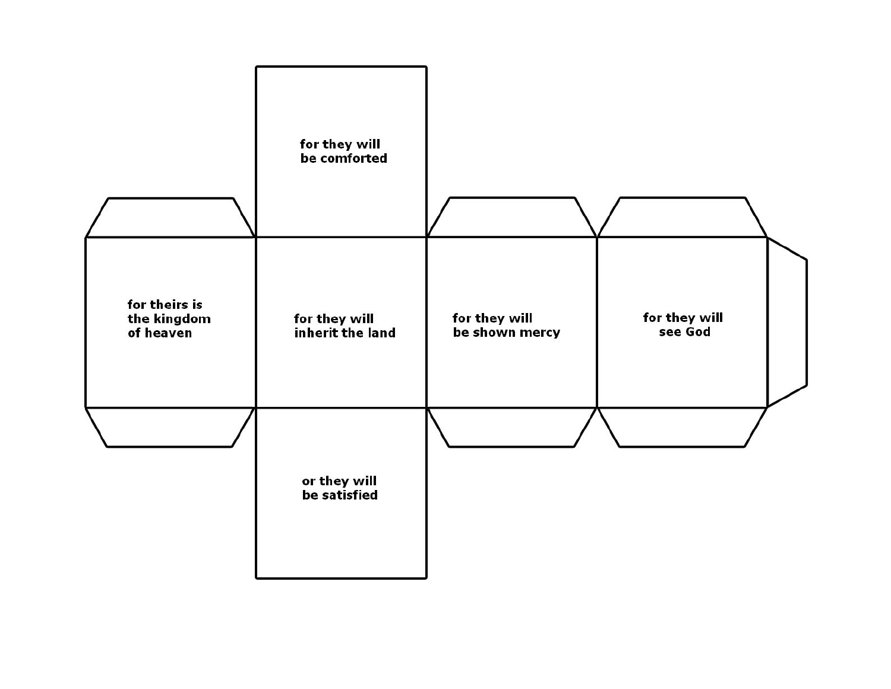for they will be comforted

for theirs is the kingdom of heaven

for they will inherit the land

for they will be shown mercy

for they will see God

or they will be satisfied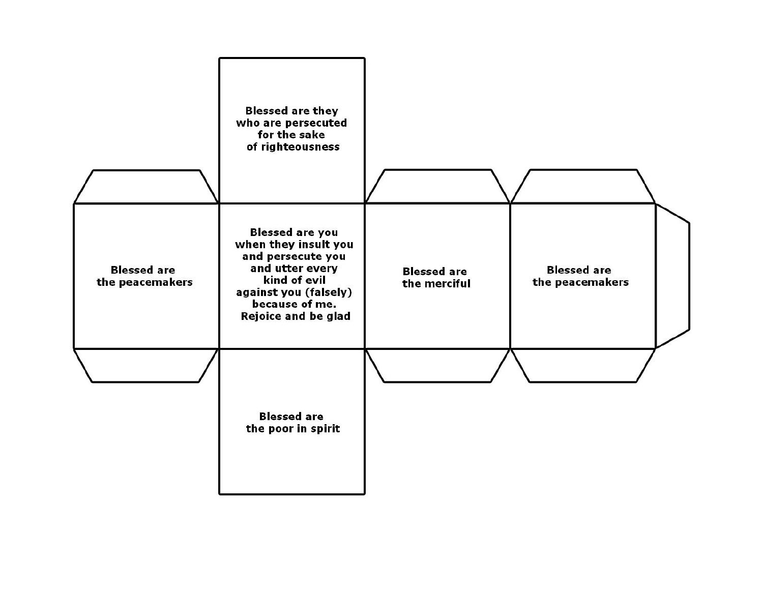Blessed are they
who are persecuted
for the sake
of righteousness

Blessed are
the peacemakers

Blessed are you
when they insult you
and persecute you
and utter every
kind of evil
against you (falsely)
because of me.
Rejoice and be glad

Blessed are
the merciful

Blessed are
the peacemakers

Blessed are
the poor in spirit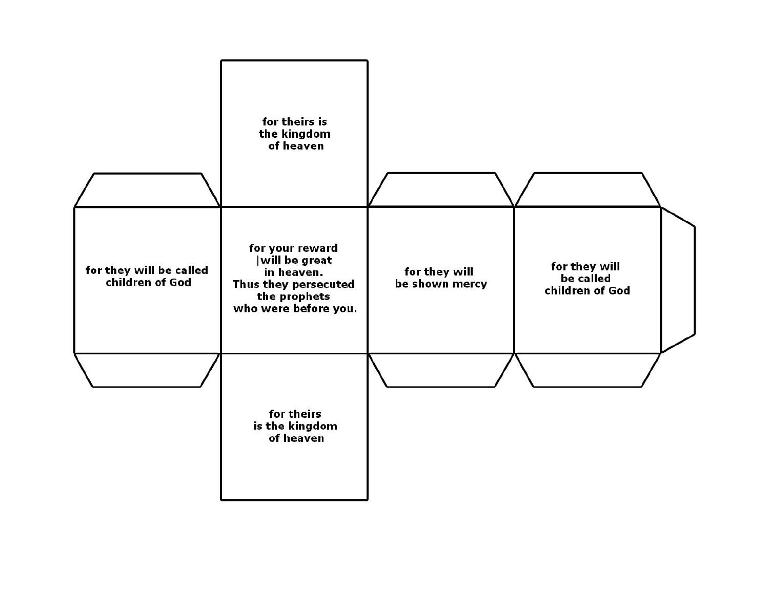for theirs is
the kingdom
of heaven

for they will be called
children of God

for your reward
|will be great
in heaven.
Thus they persecuted
the prophets
who were before you.

for they will
be shown mercy

for they will
be called
children of God

for theirs
is the kingdom
of heaven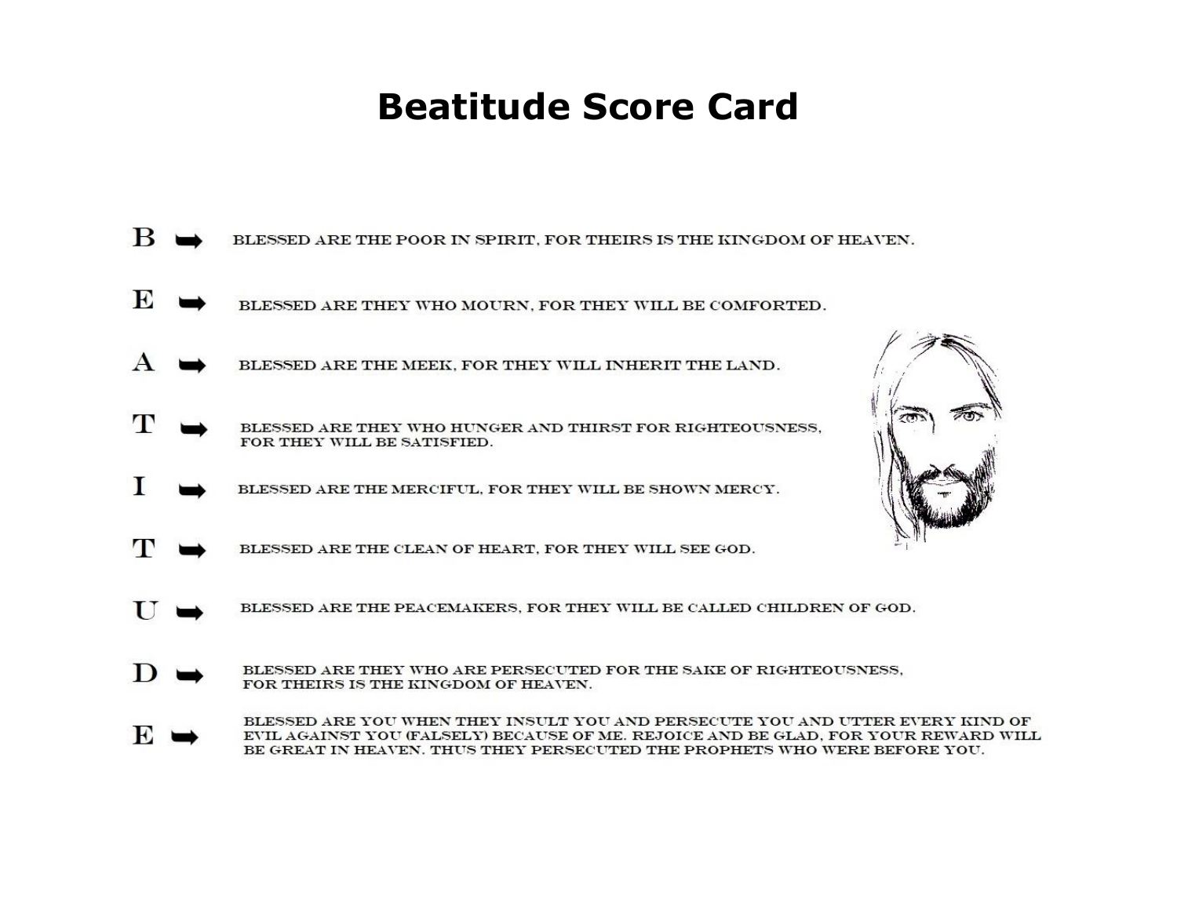# Beatitude Score Card

**B** ➡ BLESSED ARE THE POOR IN SPIRIT, FOR THEIRS IS THE KINGDOM OF HEAVEN.

**E** ➡ BLESSED ARE THEY WHO MOURN, FOR THEY WILL BE COMFORTED.

**A** ➡ BLESSED ARE THE MEEK, FOR THEY WILL INHERIT THE LAND.

**T** ➡ BLESSED ARE THEY WHO HUNGER AND THIRST FOR RIGHTEOUSNESS, FOR THEY WILL BE SATISFIED.

**I** ➡ BLESSED ARE THE MERCIFUL, FOR THEY WILL BE SHOWN MERCY.

**T** ➡ BLESSED ARE THE CLEAN OF HEART, FOR THEY WILL SEE GOD.

**U** ➡ BLESSED ARE THE PEACEMAKERS, FOR THEY WILL BE CALLED CHILDREN OF GOD.

**D** ➡ BLESSED ARE THEY WHO ARE PERSECUTED FOR THE SAKE OF RIGHTEOUSNESS, FOR THEIRS IS THE KINGDOM OF HEAVEN.

**E** ➡ BLESSED ARE YOU WHEN THEY INSULT YOU AND PERSECUTE YOU AND UTTER EVERY KIND OF EVIL AGAINST YOU (FALSELY) BECAUSE OF ME. REJOICE AND BE GLAD, FOR YOUR REWARD WILL BE GREAT IN HEAVEN. THUS THEY PERSECUTED THE PROPHETS WHO WERE BEFORE YOU.